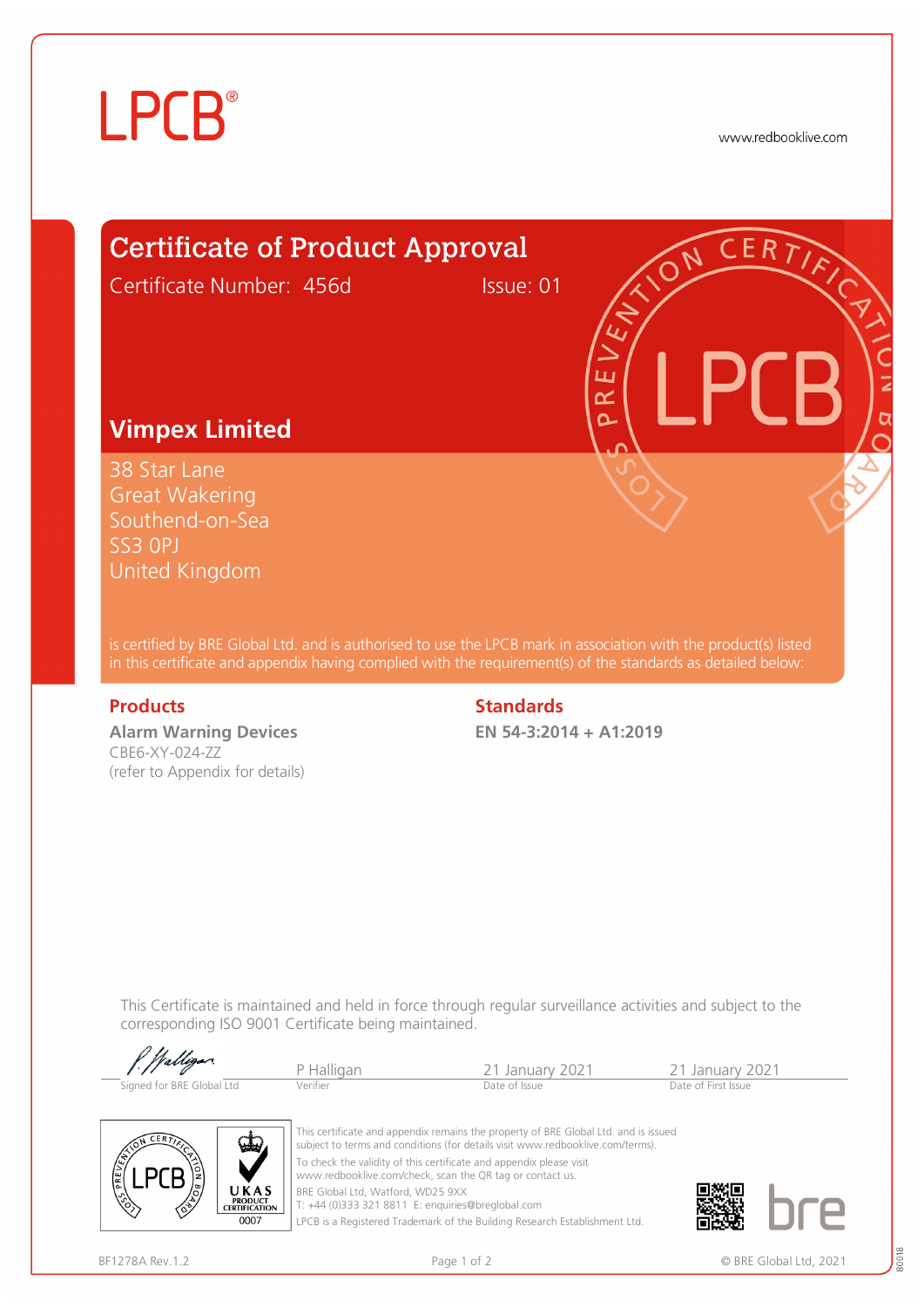LPCB®

www.redbooklive.com

# Certificate of Product Approval

Certificate Number: 456d Issue: 01

## Vimpex Limited

38 Star Lane
Great Wakering
Southend-on-Sea
SS3 0PJ
United Kingdom

is certified by BRE Global Ltd. and is authorised to use the LPCB mark in association with the product(s) listed in this certificate and appendix having complied with the requirement(s) of the standards as detailed below:

### Products

**Alarm Warning Devices**
CBE6-XY-024-ZZ
(refer to Appendix for details)

### Standards

**EN 54-3:2014 + A1:2019**

This Certificate is maintained and held in force through regular surveillance activities and subject to the corresponding ISO 9001 Certificate being maintained.

| Signed for BRE Global Ltd | P Halligan | 21 January 2021 | 21 January 2021 |
|---|---|---|---|
| | Verifier | Date of Issue | Date of First Issue |

UKAS PRODUCT CERTIFICATION 0007

This certificate and appendix remains the property of BRE Global Ltd. and is issued subject to terms and conditions (for details visit www.redbooklive.com/terms).

To check the validity of this certificate and appendix please visit www.redbooklive.com/check, scan the QR tag or contact us.

BRE Global Ltd, Watford, WD25 9XX
T: +44 (0)333 321 8811 E: enquiries@breglobal.com
LPCB is a Registered Trademark of the Building Research Establishment Ltd.

BF1278A Rev.1.2

© BRE Global Ltd, 2021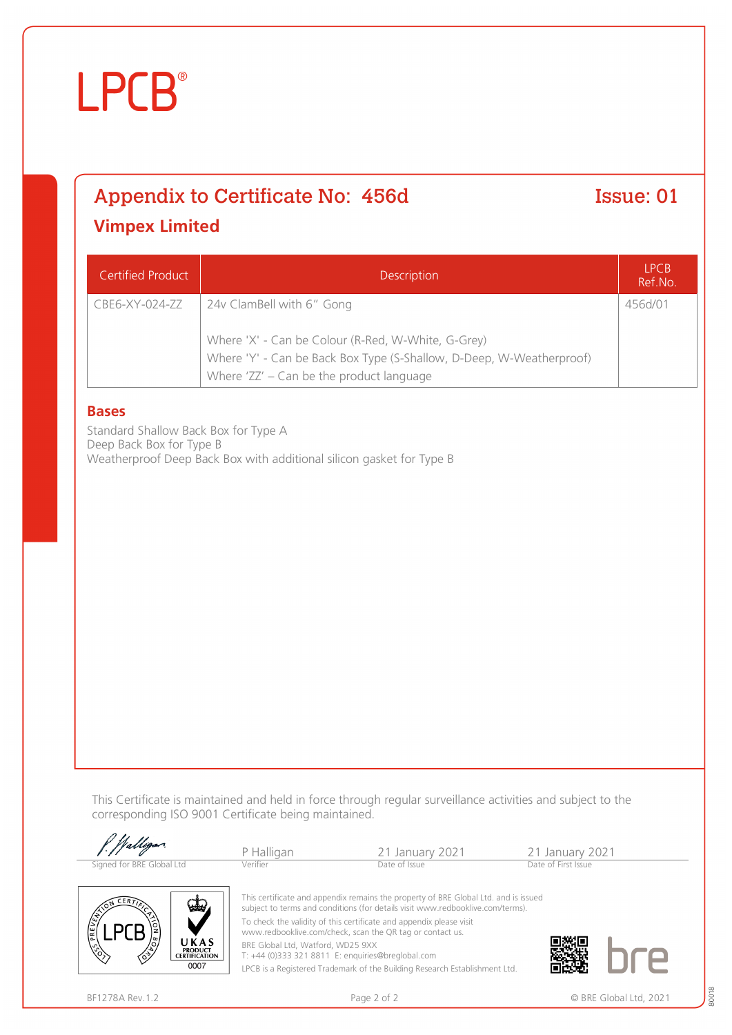# LPCB®

## Appendix to Certificate No: 456d

**Issue: 01**

### Vimpex Limited

| Certified Product | Description | LPCB Ref.No. |
|---|---|---|
| CBE6-XY-024-ZZ | 24v ClamBell with 6" Gong<br><br>Where 'X' - Can be Colour (R-Red, W-White, G-Grey)<br>Where 'Y' - Can be Back Box Type (S-Shallow, D-Deep, W-Weatherproof)<br>Where 'ZZ' – Can be the product language | 456d/01 |

### Bases

Standard Shallow Back Box for Type A
Deep Back Box for Type B
Weatherproof Deep Back Box with additional silicon gasket for Type B

This Certificate is maintained and held in force through regular surveillance activities and subject to the corresponding ISO 9001 Certificate being maintained.

| Signed for BRE Global Ltd | Verifier | Date of Issue | Date of First Issue |
|---|---|---|---|
| P Halligan (signature) | P Halligan | 21 January 2021 | 21 January 2021 |

LOSS PREVENTION CERTIFICATION BOARD LPCB — UKAS PRODUCT CERTIFICATION 0007

This certificate and appendix remains the property of BRE Global Ltd. and is issued subject to terms and conditions (for details visit www.redbooklive.com/terms).
To check the validity of this certificate and appendix please visit www.redbooklive.com/check, scan the QR tag or contact us.
BRE Global Ltd, Watford, WD25 9XX
T: +44 (0)333 321 8811 E: enquiries@breglobal.com
LPCB is a Registered Trademark of the Building Research Establishment Ltd.

bre

BF1278A Rev.1.2

© BRE Global Ltd, 2021